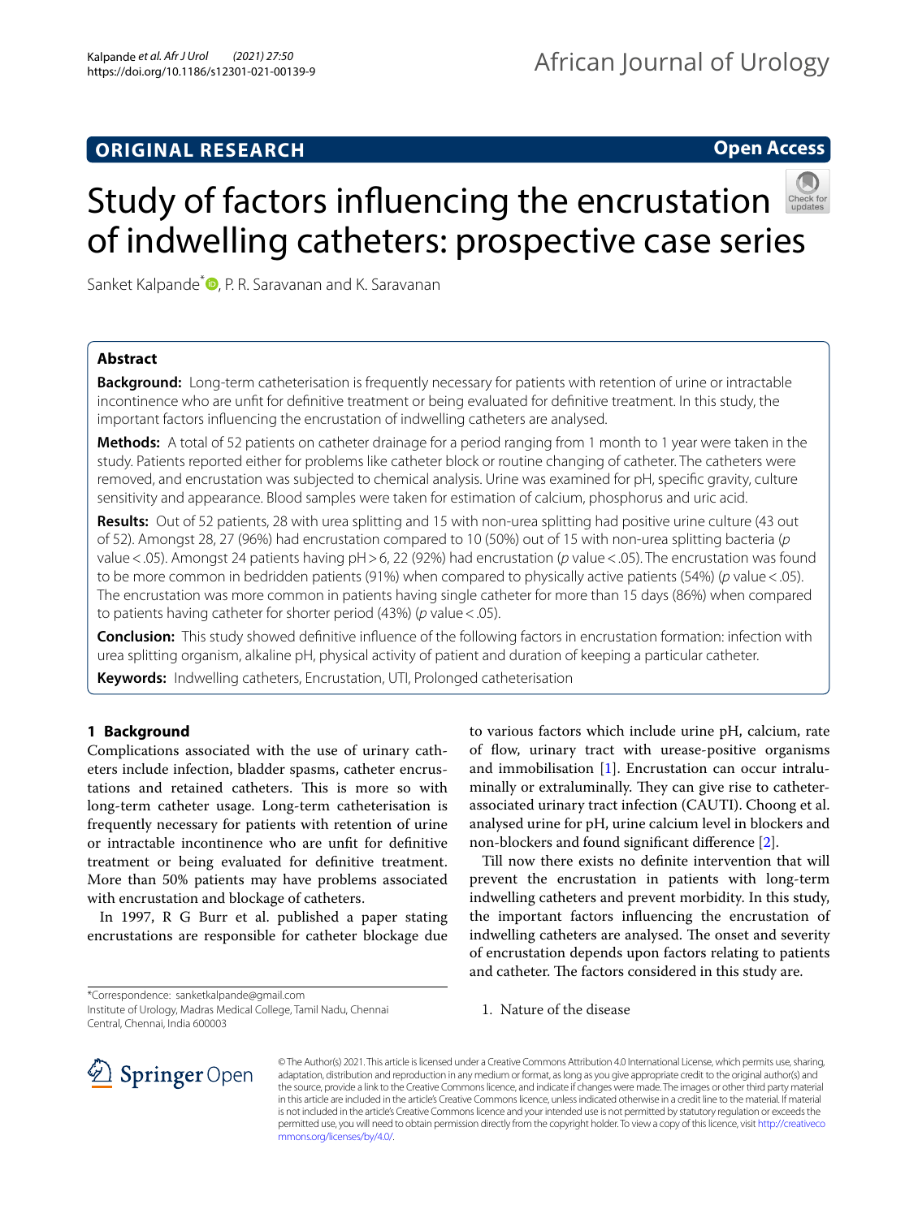ORIGINAL RESEARCH

Open Access

# Study of factors influencing the encrustation of indwelling catheters: prospective case series

Sanket Kalpande*, P. R. Saravanan and K. Saravanan

## Abstract

**Background:** Long-term catheterisation is frequently necessary for patients with retention of urine or intractable incontinence who are unfit for definitive treatment or being evaluated for definitive treatment. In this study, the important factors influencing the encrustation of indwelling catheters are analysed.

**Methods:** A total of 52 patients on catheter drainage for a period ranging from 1 month to 1 year were taken in the study. Patients reported either for problems like catheter block or routine changing of catheter. The catheters were removed, and encrustation was subjected to chemical analysis. Urine was examined for pH, specific gravity, culture sensitivity and appearance. Blood samples were taken for estimation of calcium, phosphorus and uric acid.

**Results:** Out of 52 patients, 28 with urea splitting and 15 with non-urea splitting had positive urine culture (43 out of 52). Amongst 28, 27 (96%) had encrustation compared to 10 (50%) out of 15 with non-urea splitting bacteria (*p* value < .05). Amongst 24 patients having pH > 6, 22 (92%) had encrustation (*p* value < .05). The encrustation was found to be more common in bedridden patients (91%) when compared to physically active patients (54%) (*p* value < .05). The encrustation was more common in patients having single catheter for more than 15 days (86%) when compared to patients having catheter for shorter period (43%) (*p* value < .05).

**Conclusion:** This study showed definitive influence of the following factors in encrustation formation: infection with urea splitting organism, alkaline pH, physical activity of patient and duration of keeping a particular catheter.

**Keywords:** Indwelling catheters, Encrustation, UTI, Prolonged catheterisation

## 1 Background

Complications associated with the use of urinary catheters include infection, bladder spasms, catheter encrustations and retained catheters. This is more so with long-term catheter usage. Long-term catheterisation is frequently necessary for patients with retention of urine or intractable incontinence who are unfit for definitive treatment or being evaluated for definitive treatment. More than 50% patients may have problems associated with encrustation and blockage of catheters.

In 1997, R G Burr et al. published a paper stating encrustations are responsible for catheter blockage due to various factors which include urine pH, calcium, rate of flow, urinary tract with urease-positive organisms and immobilisation [1]. Encrustation can occur intraluminally or extraluminally. They can give rise to catheter-associated urinary tract infection (CAUTI). Choong et al. analysed urine for pH, urine calcium level in blockers and non-blockers and found significant difference [2].

Till now there exists no definite intervention that will prevent the encrustation in patients with long-term indwelling catheters and prevent morbidity. In this study, the important factors influencing the encrustation of indwelling catheters are analysed. The onset and severity of encrustation depends upon factors relating to patients and catheter. The factors considered in this study are.

1. Nature of the disease

*Correspondence: sanketkalpande@gmail.com
Institute of Urology, Madras Medical College, Tamil Nadu, Chennai Central, Chennai, India 600003

© The Author(s) 2021. This article is licensed under a Creative Commons Attribution 4.0 International License, which permits use, sharing, adaptation, distribution and reproduction in any medium or format, as long as you give appropriate credit to the original author(s) and the source, provide a link to the Creative Commons licence, and indicate if changes were made. The images or other third party material in this article are included in the article's Creative Commons licence, unless indicated otherwise in a credit line to the material. If material is not included in the article's Creative Commons licence and your intended use is not permitted by statutory regulation or exceeds the permitted use, you will need to obtain permission directly from the copyright holder. To view a copy of this licence, visit http://creativecommons.org/licenses/by/4.0/.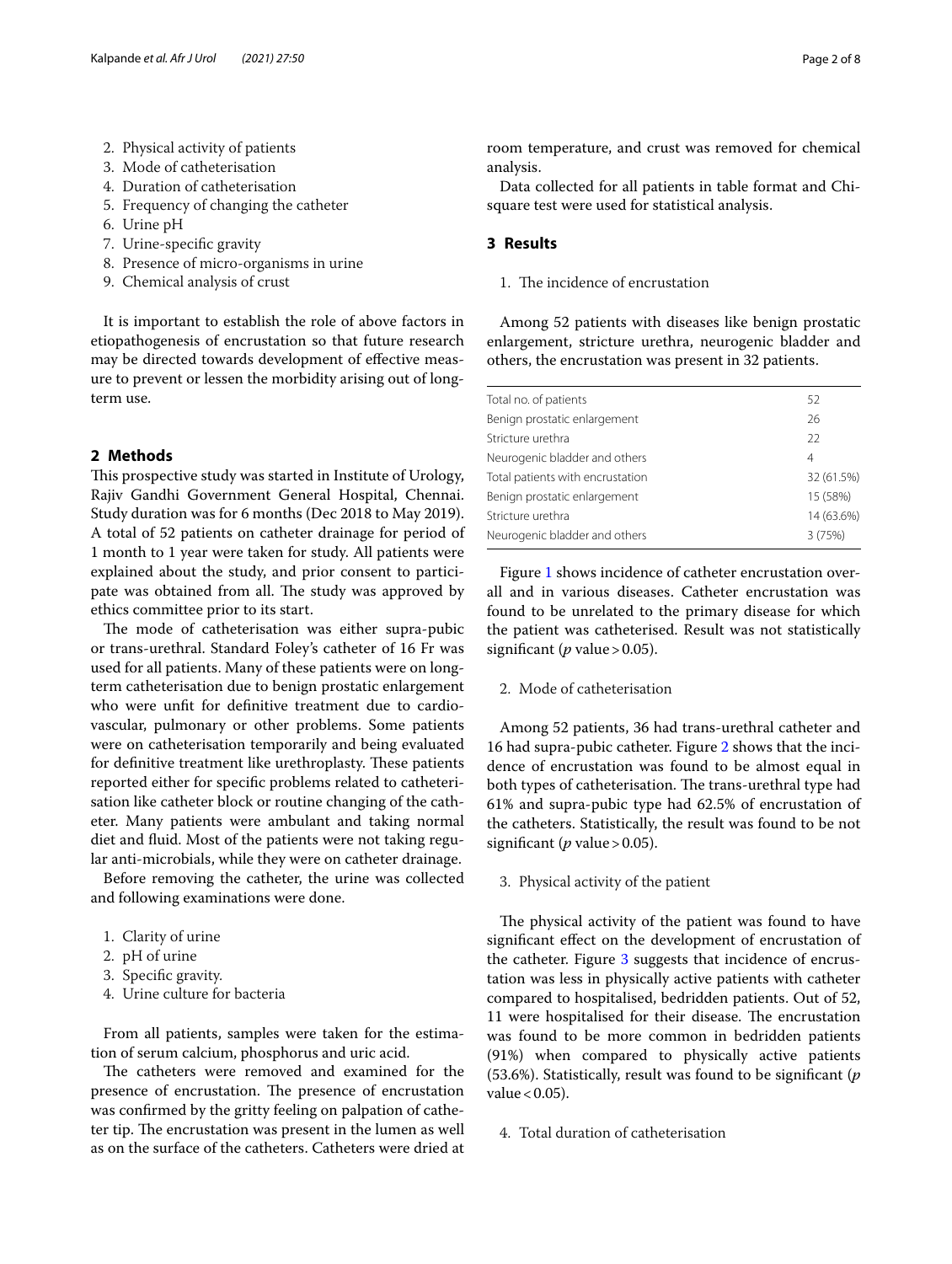2. Physical activity of patients
3. Mode of catheterisation
4. Duration of catheterisation
5. Frequency of changing the catheter
6. Urine pH
7. Urine-specific gravity
8. Presence of micro-organisms in urine
9. Chemical analysis of crust

It is important to establish the role of above factors in etiopathogenesis of encrustation so that future research may be directed towards development of effective measure to prevent or lessen the morbidity arising out of long-term use.

## 2 Methods

This prospective study was started in Institute of Urology, Rajiv Gandhi Government General Hospital, Chennai. Study duration was for 6 months (Dec 2018 to May 2019). A total of 52 patients on catheter drainage for period of 1 month to 1 year were taken for study. All patients were explained about the study, and prior consent to participate was obtained from all. The study was approved by ethics committee prior to its start.

The mode of catheterisation was either supra-pubic or trans-urethral. Standard Foley's catheter of 16 Fr was used for all patients. Many of these patients were on long-term catheterisation due to benign prostatic enlargement who were unfit for definitive treatment due to cardiovascular, pulmonary or other problems. Some patients were on catheterisation temporarily and being evaluated for definitive treatment like urethroplasty. These patients reported either for specific problems related to catheterisation like catheter block or routine changing of the catheter. Many patients were ambulant and taking normal diet and fluid. Most of the patients were not taking regular anti-microbials, while they were on catheter drainage.

Before removing the catheter, the urine was collected and following examinations were done.

1. Clarity of urine
2. pH of urine
3. Specific gravity.
4. Urine culture for bacteria

From all patients, samples were taken for the estimation of serum calcium, phosphorus and uric acid.

The catheters were removed and examined for the presence of encrustation. The presence of encrustation was confirmed by the gritty feeling on palpation of catheter tip. The encrustation was present in the lumen as well as on the surface of the catheters. Catheters were dried at room temperature, and crust was removed for chemical analysis.

Data collected for all patients in table format and Chi-square test were used for statistical analysis.

## 3 Results

1. The incidence of encrustation

Among 52 patients with diseases like benign prostatic enlargement, stricture urethra, neurogenic bladder and others, the encrustation was present in 32 patients.

| | |
|---|---|
| Total no. of patients | 52 |
| Benign prostatic enlargement | 26 |
| Stricture urethra | 22 |
| Neurogenic bladder and others | 4 |
| Total patients with encrustation | 32 (61.5%) |
| Benign prostatic enlargement | 15 (58%) |
| Stricture urethra | 14 (63.6%) |
| Neurogenic bladder and others | 3 (75%) |

Figure 1 shows incidence of catheter encrustation overall and in various diseases. Catheter encrustation was found to be unrelated to the primary disease for which the patient was catheterised. Result was not statistically significant ($p$ value > 0.05).

2. Mode of catheterisation

Among 52 patients, 36 had trans-urethral catheter and 16 had supra-pubic catheter. Figure 2 shows that the incidence of encrustation was found to be almost equal in both types of catheterisation. The trans-urethral type had 61% and supra-pubic type had 62.5% of encrustation of the catheters. Statistically, the result was found to be not significant ($p$ value > 0.05).

3. Physical activity of the patient

The physical activity of the patient was found to have significant effect on the development of encrustation of the catheter. Figure 3 suggests that incidence of encrustation was less in physically active patients with catheter compared to hospitalised, bedridden patients. Out of 52, 11 were hospitalised for their disease. The encrustation was found to be more common in bedridden patients (91%) when compared to physically active patients (53.6%). Statistically, result was found to be significant ($p$ value < 0.05).

4. Total duration of catheterisation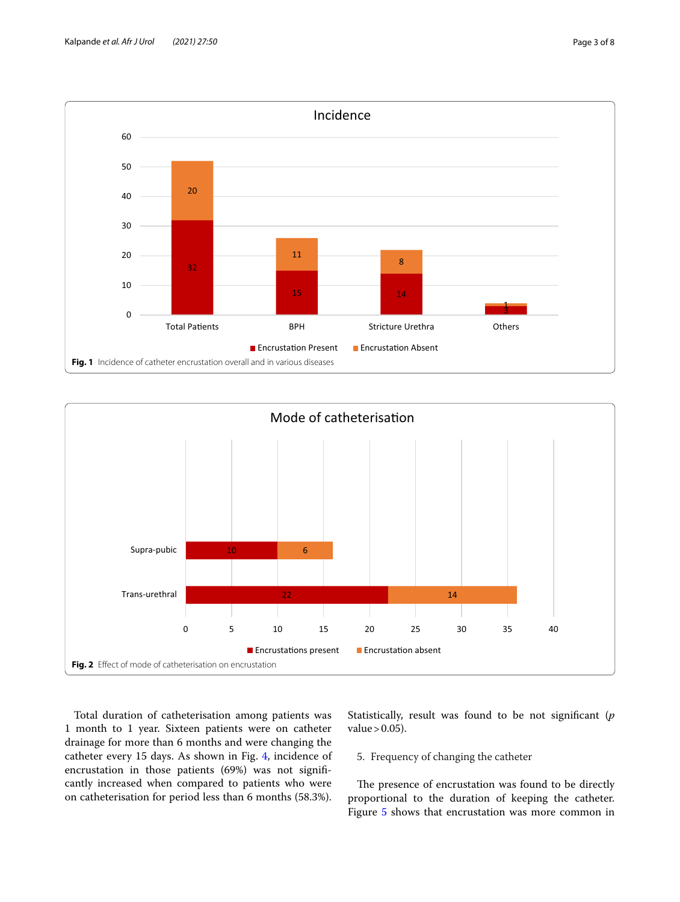Fig. 1 Incidence of catheter encrustation overall and in various diseases

Fig. 2 Effect of mode of catheterisation on encrustation

Total duration of catheterisation among patients was 1 month to 1 year. Sixteen patients were on catheter drainage for more than 6 months and were changing the catheter every 15 days. As shown in Fig. 4, incidence of encrustation in those patients (69%) was not significantly increased when compared to patients who were on catheterisation for period less than 6 months (58.3%). Statistically, result was found to be not significant ($p$ value > 0.05).

5. Frequency of changing the catheter

The presence of encrustation was found to be directly proportional to the duration of keeping the catheter. Figure 5 shows that encrustation was more common in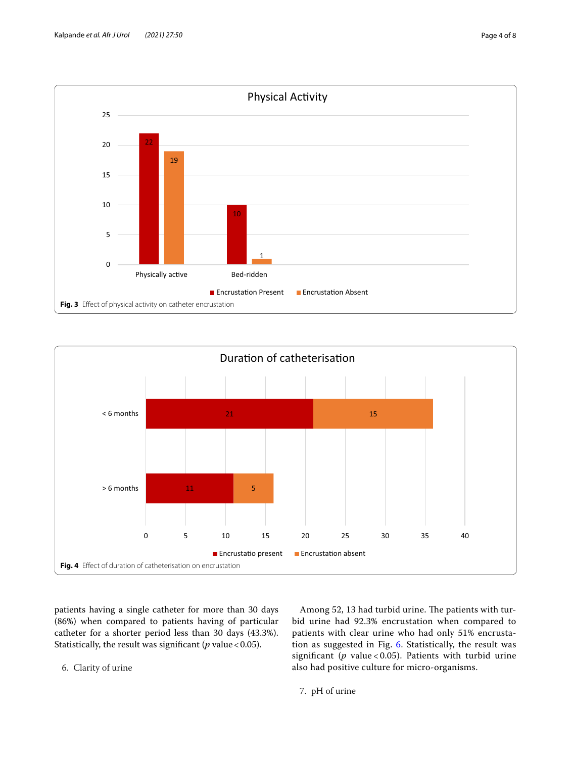Fig. 3 Effect of physical activity on catheter encrustation

Fig. 4 Effect of duration of catheterisation on encrustation

patients having a single catheter for more than 30 days (86%) when compared to patients having of particular catheter for a shorter period less than 30 days (43.3%). Statistically, the result was significant ($p$ value < 0.05).

6. Clarity of urine

Among 52, 13 had turbid urine. The patients with turbid urine had 92.3% encrustation when compared to patients with clear urine who had only 51% encrustation as suggested in Fig. 6. Statistically, the result was significant ($p$ value < 0.05). Patients with turbid urine also had positive culture for micro-organisms.

7. pH of urine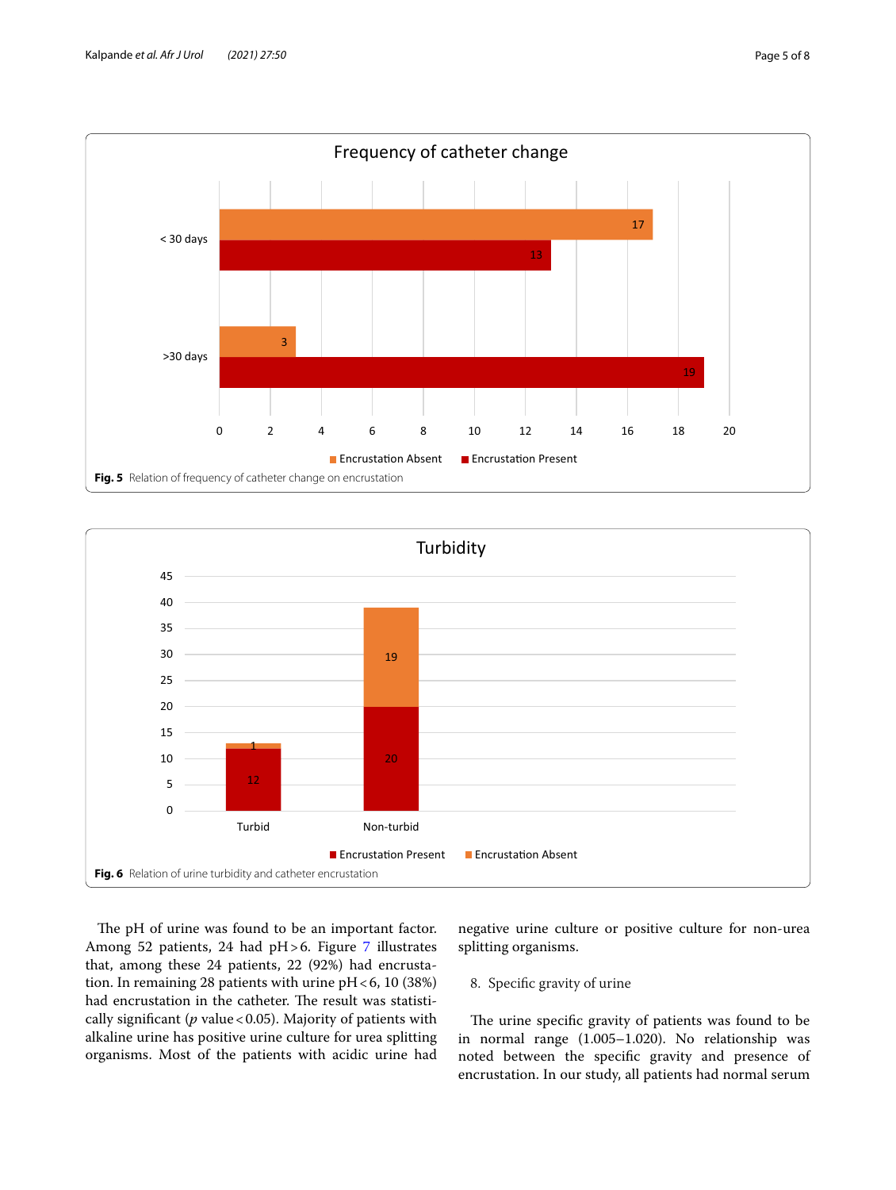Fig. 5 Relation of frequency of catheter change on encrustation

Fig. 6 Relation of urine turbidity and catheter encrustation

The pH of urine was found to be an important factor. Among 52 patients, 24 had pH > 6. Figure 7 illustrates that, among these 24 patients, 22 (92%) had encrustation. In remaining 28 patients with urine pH < 6, 10 (38%) had encrustation in the catheter. The result was statistically significant (*p* value < 0.05). Majority of patients with alkaline urine has positive urine culture for urea splitting organisms. Most of the patients with acidic urine had negative urine culture or positive culture for non-urea splitting organisms.

8. Specific gravity of urine

The urine specific gravity of patients was found to be in normal range (1.005–1.020). No relationship was noted between the specific gravity and presence of encrustation. In our study, all patients had normal serum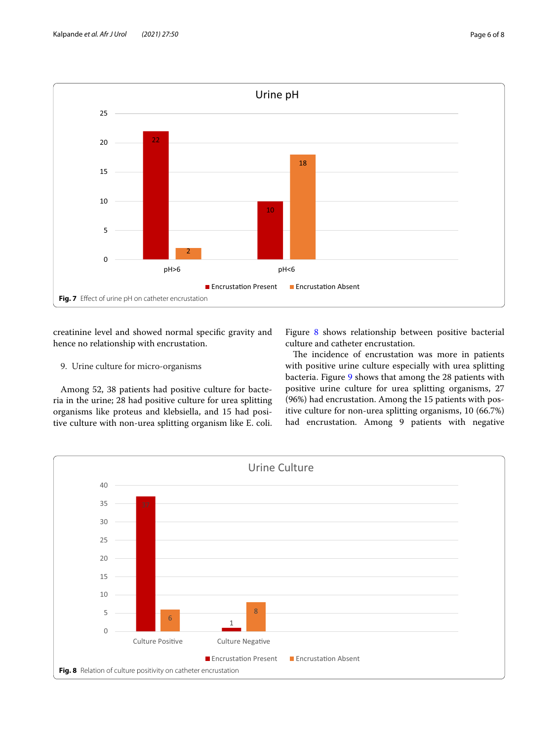Fig. 7 Effect of urine pH on catheter encrustation

creatinine level and showed normal specific gravity and hence no relationship with encrustation.

9. Urine culture for micro-organisms

Among 52, 38 patients had positive culture for bacteria in the urine; 28 had positive culture for urea splitting organisms like proteus and klebsiella, and 15 had positive culture with non-urea splitting organism like E. coli. Figure 8 shows relationship between positive bacterial culture and catheter encrustation.

The incidence of encrustation was more in patients with positive urine culture especially with urea splitting bacteria. Figure 9 shows that among the 28 patients with positive urine culture for urea splitting organisms, 27 (96%) had encrustation. Among the 15 patients with positive culture for non-urea splitting organisms, 10 (66.7%) had encrustation. Among 9 patients with negative

Fig. 8 Relation of culture positivity on catheter encrustation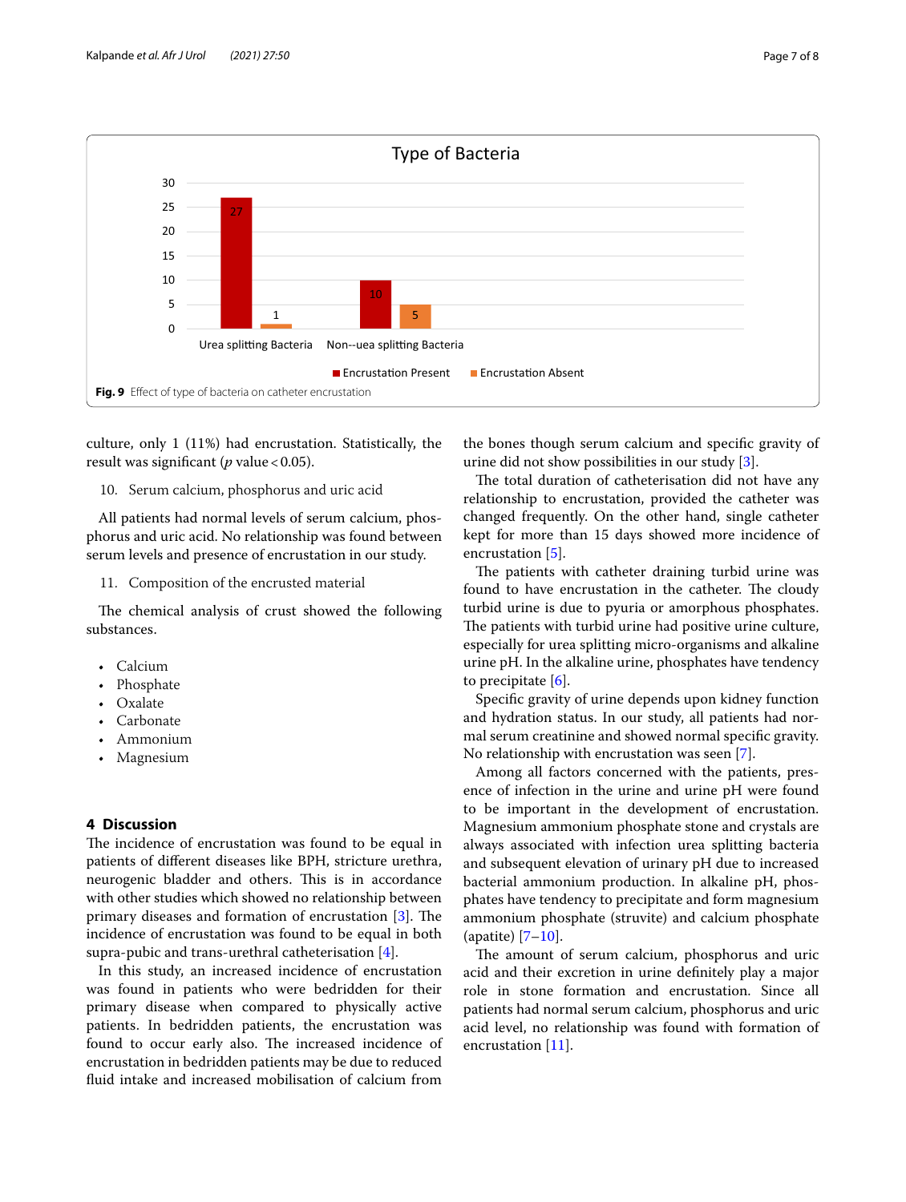Fig. 9 Effect of type of bacteria on catheter encrustation

culture, only 1 (11%) had encrustation. Statistically, the result was significant (*p* value < 0.05).

10. Serum calcium, phosphorus and uric acid

All patients had normal levels of serum calcium, phosphorus and uric acid. No relationship was found between serum levels and presence of encrustation in our study.

11. Composition of the encrusted material

The chemical analysis of crust showed the following substances.

- Calcium
- Phosphate
- Oxalate
- Carbonate
- Ammonium
- Magnesium

## 4 Discussion

The incidence of encrustation was found to be equal in patients of different diseases like BPH, stricture urethra, neurogenic bladder and others. This is in accordance with other studies which showed no relationship between primary diseases and formation of encrustation [3]. The incidence of encrustation was found to be equal in both supra-pubic and trans-urethral catheterisation [4].

In this study, an increased incidence of encrustation was found in patients who were bedridden for their primary disease when compared to physically active patients. In bedridden patients, the encrustation was found to occur early also. The increased incidence of encrustation in bedridden patients may be due to reduced fluid intake and increased mobilisation of calcium from the bones though serum calcium and specific gravity of urine did not show possibilities in our study [3].

The total duration of catheterisation did not have any relationship to encrustation, provided the catheter was changed frequently. On the other hand, single catheter kept for more than 15 days showed more incidence of encrustation [5].

The patients with catheter draining turbid urine was found to have encrustation in the catheter. The cloudy turbid urine is due to pyuria or amorphous phosphates. The patients with turbid urine had positive urine culture, especially for urea splitting micro-organisms and alkaline urine pH. In the alkaline urine, phosphates have tendency to precipitate [6].

Specific gravity of urine depends upon kidney function and hydration status. In our study, all patients had normal serum creatinine and showed normal specific gravity. No relationship with encrustation was seen [7].

Among all factors concerned with the patients, presence of infection in the urine and urine pH were found to be important in the development of encrustation. Magnesium ammonium phosphate stone and crystals are always associated with infection urea splitting bacteria and subsequent elevation of urinary pH due to increased bacterial ammonium production. In alkaline pH, phosphates have tendency to precipitate and form magnesium ammonium phosphate (struvite) and calcium phosphate (apatite) [7–10].

The amount of serum calcium, phosphorus and uric acid and their excretion in urine definitely play a major role in stone formation and encrustation. Since all patients had normal serum calcium, phosphorus and uric acid level, no relationship was found with formation of encrustation [11].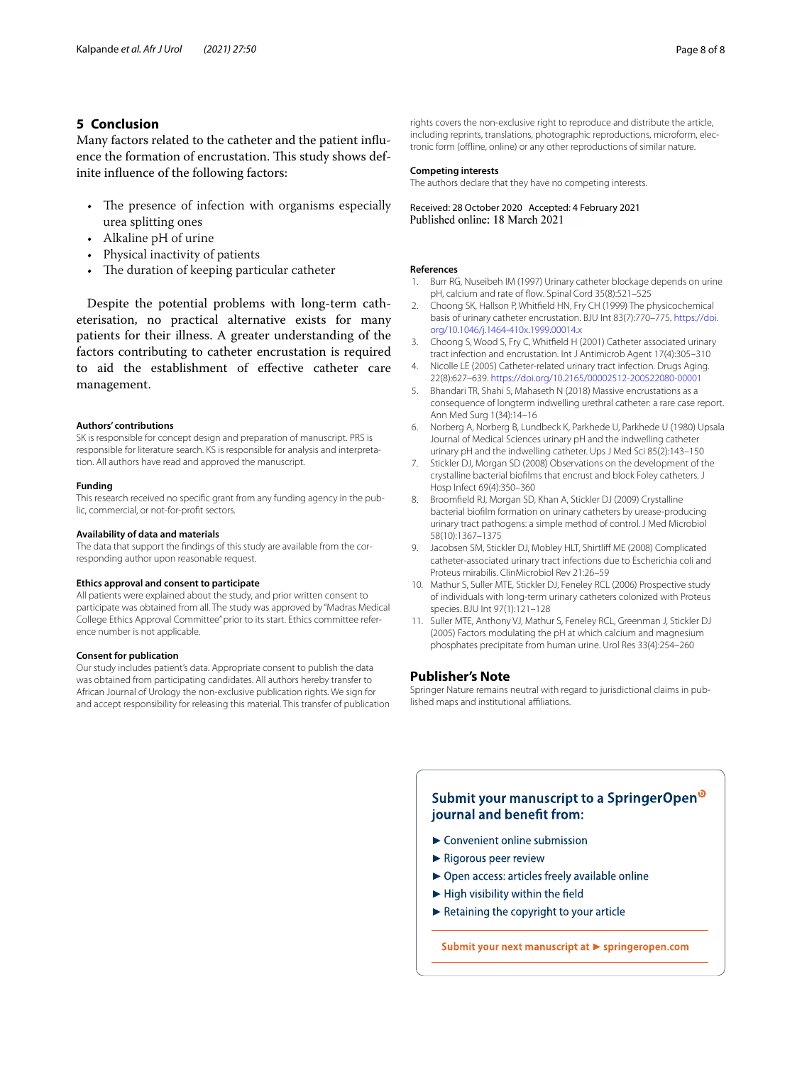## 5 Conclusion

Many factors related to the catheter and the patient influence the formation of encrustation. This study shows definite influence of the following factors:

- The presence of infection with organisms especially urea splitting ones
- Alkaline pH of urine
- Physical inactivity of patients
- The duration of keeping particular catheter

Despite the potential problems with long-term catheterisation, no practical alternative exists for many patients for their illness. A greater understanding of the factors contributing to catheter encrustation is required to aid the establishment of effective catheter care management.

#### Authors' contributions
SK is responsible for concept design and preparation of manuscript. PRS is responsible for literature search. KS is responsible for analysis and interpretation. All authors have read and approved the manuscript.

#### Funding
This research received no specific grant from any funding agency in the public, commercial, or not-for-profit sectors.

#### Availability of data and materials
The data that support the findings of this study are available from the corresponding author upon reasonable request.

#### Ethics approval and consent to participate
All patients were explained about the study, and prior written consent to participate was obtained from all. The study was approved by "Madras Medical College Ethics Approval Committee" prior to its start. Ethics committee reference number is not applicable.

#### Consent for publication
Our study includes patient's data. Appropriate consent to publish the data was obtained from participating candidates. All authors hereby transfer to African Journal of Urology the non-exclusive publication rights. We sign for and accept responsibility for releasing this material. This transfer of publication rights covers the non-exclusive right to reproduce and distribute the article, including reprints, translations, photographic reproductions, microform, electronic form (offline, online) or any other reproductions of similar nature.

#### Competing interests
The authors declare that they have no competing interests.

Received: 28 October 2020 Accepted: 4 February 2021
Published online: 18 March 2021

#### References
1. Burr RG, Nuseibeh IM (1997) Urinary catheter blockage depends on urine pH, calcium and rate of flow. Spinal Cord 35(8):521–525
2. Choong SK, Hallson P, Whitfield HN, Fry CH (1999) The physicochemical basis of urinary catheter encrustation. BJU Int 83(7):770–775. https://doi.org/10.1046/j.1464-410x.1999.00014.x
3. Choong S, Wood S, Fry C, Whitfield H (2001) Catheter associated urinary tract infection and encrustation. Int J Antimicrob Agent 17(4):305–310
4. Nicolle LE (2005) Catheter-related urinary tract infection. Drugs Aging. 22(8):627–639. https://doi.org/10.2165/00002512-200522080-00001
5. Bhandari TR, Shahi S, Mahaseth N (2018) Massive encrustations as a consequence of longterm indwelling urethral catheter: a rare case report. Ann Med Surg 1(34):14–16
6. Norberg A, Norberg B, Lundbeck K, Parkhede U, Parkhede U (1980) Upsala Journal of Medical Sciences urinary pH and the indwelling catheter urinary pH and the indwelling catheter. Ups J Med Sci 85(2):143–150
7. Stickler DJ, Morgan SD (2008) Observations on the development of the crystalline bacterial biofilms that encrust and block Foley catheters. J Hosp Infect 69(4):350–360
8. Broomfield RJ, Morgan SD, Khan A, Stickler DJ (2009) Crystalline bacterial biofilm formation on urinary catheters by urease-producing urinary tract pathogens: a simple method of control. J Med Microbiol 58(10):1367–1375
9. Jacobsen SM, Stickler DJ, Mobley HLT, Shirtliff ME (2008) Complicated catheter-associated urinary tract infections due to Escherichia coli and Proteus mirabilis. ClinMicrobiol Rev 21:26–59
10. Mathur S, Suller MTE, Stickler DJ, Feneley RCL (2006) Prospective study of individuals with long-term urinary catheters colonized with Proteus species. BJU Int 97(1):121–128
11. Suller MTE, Anthony VJ, Mathur S, Feneley RCL, Greenman J, Stickler DJ (2005) Factors modulating the pH at which calcium and magnesium phosphates precipitate from human urine. Urol Res 33(4):254–260

## Publisher's Note
Springer Nature remains neutral with regard to jurisdictional claims in published maps and institutional affiliations.

**Submit your manuscript to a SpringerOpen journal and benefit from:**

- ▶ Convenient online submission
- ▶ Rigorous peer review
- ▶ Open access: articles freely available online
- ▶ High visibility within the field
- ▶ Retaining the copyright to your article

**Submit your next manuscript at ▶ springeropen.com**